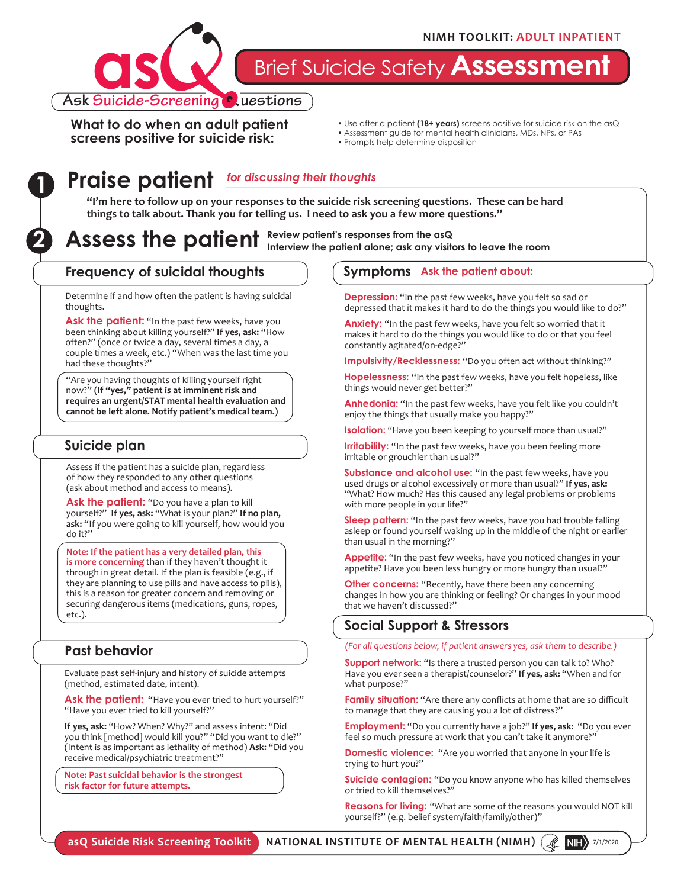**NIMH TOOLKIT: ADULT INPATIENT**

# asQ — Ask Suicide-Screening Questions

# Brief Suicide Safety **Assessment**

**What to do when an adult patient screens positive for suicide risk:**

- Use after a patient **(18+ years)** screens positive for suicide risk on the asQ
- Assessment guide for mental health clinicians, MDs, NPs, or PAs
- Prompts help determine disposition

## 1 Praise patient *for discussing their thoughts*

**"I'm here to follow up on your responses to the suicide risk screening questions. These can be hard things to talk about. Thank you for telling us. I need to ask you a few more questions."**

## 2 Assess the patient

**Review patient's responses from the asQ**
**Interview the patient alone; ask any visitors to leave the room**

### Frequency of suicidal thoughts

Determine if and how often the patient is having suicidal thoughts.

**Ask the patient:** "In the past few weeks, have you been thinking about killing yourself?" **If yes, ask:** "How often?" (once or twice a day, several times a day, a couple times a week, etc.) "When was the last time you had these thoughts?"

"Are you having thoughts of killing yourself right now?" **(If "yes," patient is at imminent risk and requires an urgent/STAT mental health evaluation and cannot be left alone. Notify patient's medical team.)**

### Suicide plan

Assess if the patient has a suicide plan, regardless of how they responded to any other questions (ask about method and access to means).

**Ask the patient:** "Do you have a plan to kill yourself?" **If yes, ask:** "What is your plan?" **If no plan, ask:** "If you were going to kill yourself, how would you do it?"

**Note: If the patient has a very detailed plan, this is more concerning** than if they haven't thought it through in great detail. If the plan is feasible (e.g., if they are planning to use pills and have access to pills), this is a reason for greater concern and removing or securing dangerous items (medications, guns, ropes, etc.).

### Past behavior

Evaluate past self-injury and history of suicide attempts (method, estimated date, intent).

**Ask the patient:** "Have you ever tried to hurt yourself?" "Have you ever tried to kill yourself?"

**If yes, ask:** "How? When? Why?" and assess intent: "Did you think [method] would kill you?" "Did you want to die?" (Intent is as important as lethality of method) **Ask:** "Did you receive medical/psychiatric treatment?"

**Note: Past suicidal behavior is the strongest risk factor for future attempts.**

### Symptoms — Ask the patient about:

**Depression:** "In the past few weeks, have you felt so sad or depressed that it makes it hard to do the things you would like to do?"

**Anxiety:** "In the past few weeks, have you felt so worried that it makes it hard to do the things you would like to do or that you feel constantly agitated/on-edge?"

**Impulsivity/Recklessness:** "Do you often act without thinking?"

**Hopelessness:** "In the past few weeks, have you felt hopeless, like things would never get better?"

**Anhedonia:** "In the past few weeks, have you felt like you couldn't enjoy the things that usually make you happy?"

**Isolation:** "Have you been keeping to yourself more than usual?"

**Irritability:** "In the past few weeks, have you been feeling more irritable or grouchier than usual?"

**Substance and alcohol use:** "In the past few weeks, have you used drugs or alcohol excessively or more than usual?" **If yes, ask:** "What? How much? Has this caused any legal problems or problems with more people in your life?"

**Sleep pattern:** "In the past few weeks, have you had trouble falling asleep or found yourself waking up in the middle of the night or earlier than usual in the morning?"

**Appetite:** "In the past few weeks, have you noticed changes in your appetite? Have you been less hungry or more hungry than usual?"

**Other concerns:** "Recently, have there been any concerning changes in how you are thinking or feeling? Or changes in your mood that we haven't discussed?"

### Social Support & Stressors

*(For all questions below, if patient answers yes, ask them to describe.)*

**Support network:** "Is there a trusted person you can talk to? Who? Have you ever seen a therapist/counselor?" **If yes, ask:** "When and for what purpose?"

**Family situation:** "Are there any conflicts at home that are so difficult to manage that they are causing you a lot of distress?"

**Employment:** "Do you currently have a job?" **If yes, ask:** "Do you ever feel so much pressure at work that you can't take it anymore?"

**Domestic violence:** "Are you worried that anyone in your life is trying to hurt you?"

**Suicide contagion:** "Do you know anyone who has killed themselves or tried to kill themselves?"

**Reasons for living:** "What are some of the reasons you would NOT kill yourself?" (e.g. belief system/faith/family/other)"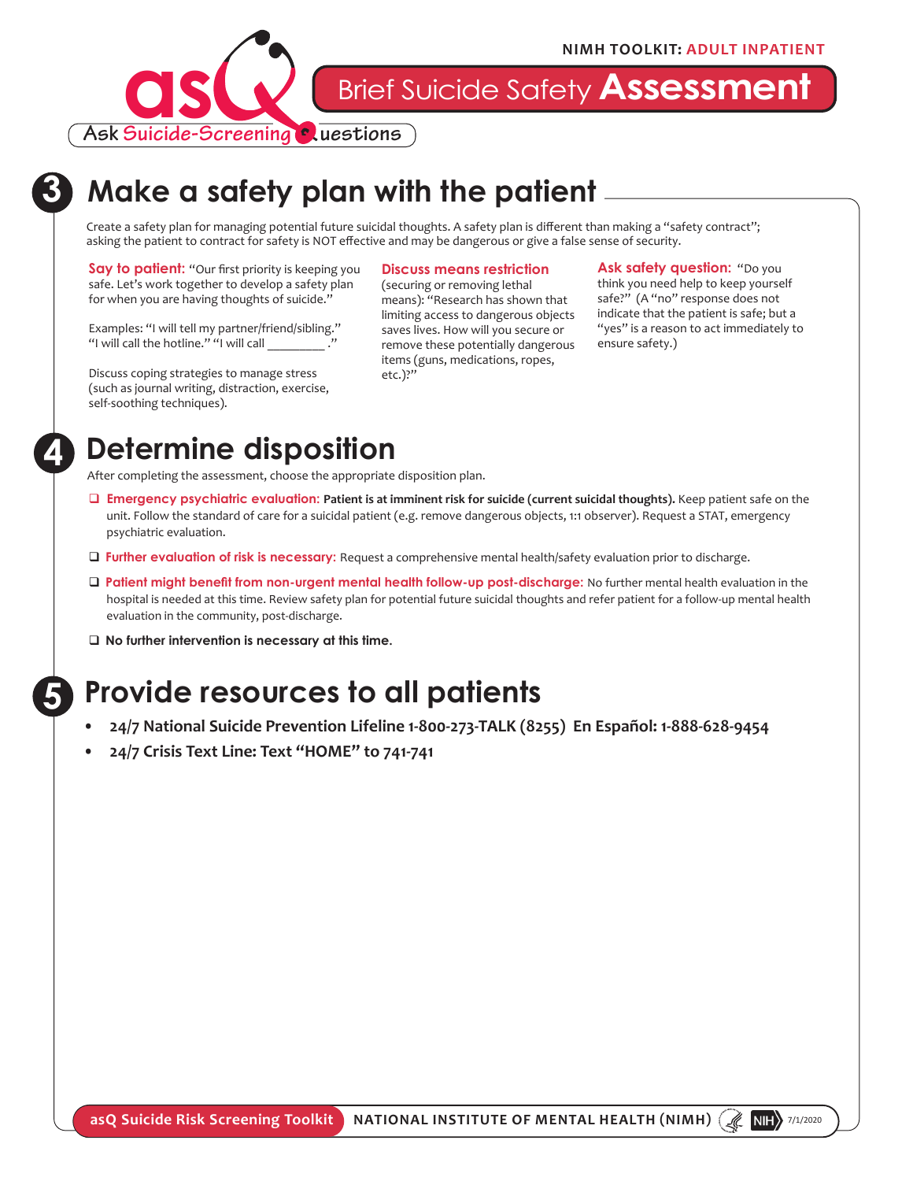# Make a safety plan with the patient

Create a safety plan for managing potential future suicidal thoughts. A safety plan is different than making a "safety contract"; asking the patient to contract for safety is NOT effective and may be dangerous or give a false sense of security.

**Say to patient:** "Our first priority is keeping you safe. Let's work together to develop a safety plan for when you are having thoughts of suicide."

Examples: "I will tell my partner/friend/sibling." "I will call the hotline." "I will call _________ ."

Discuss coping strategies to manage stress (such as journal writing, distraction, exercise, self-soothing techniques).

**Discuss means restriction** (securing or removing lethal means): "Research has shown that limiting access to dangerous objects saves lives. How will you secure or remove these potentially dangerous items (guns, medications, ropes, etc.)?"

**Ask safety question:** "Do you think you need help to keep yourself safe?" (A "no" response does not indicate that the patient is safe; but a "yes" is a reason to act immediately to ensure safety.)

# Determine disposition

After completing the assessment, choose the appropriate disposition plan.

- ❑ **Emergency psychiatric evaluation:** **Patient is at imminent risk for suicide (current suicidal thoughts).** Keep patient safe on the unit. Follow the standard of care for a suicidal patient (e.g. remove dangerous objects, 1:1 observer). Request a STAT, emergency psychiatric evaluation.
- ❑ **Further evaluation of risk is necessary:** Request a comprehensive mental health/safety evaluation prior to discharge.
- ❑ **Patient might benefit from non-urgent mental health follow-up post-discharge:** No further mental health evaluation in the hospital is needed at this time. Review safety plan for potential future suicidal thoughts and refer patient for a follow-up mental health evaluation in the community, post-discharge.
- ❑ **No further intervention is necessary at this time.**

# Provide resources to all patients

- **24/7 National Suicide Prevention Lifeline 1-800-273-TALK (8255) En Español: 1-888-628-9454**
- **24/7 Crisis Text Line: Text "HOME" to 741-741**